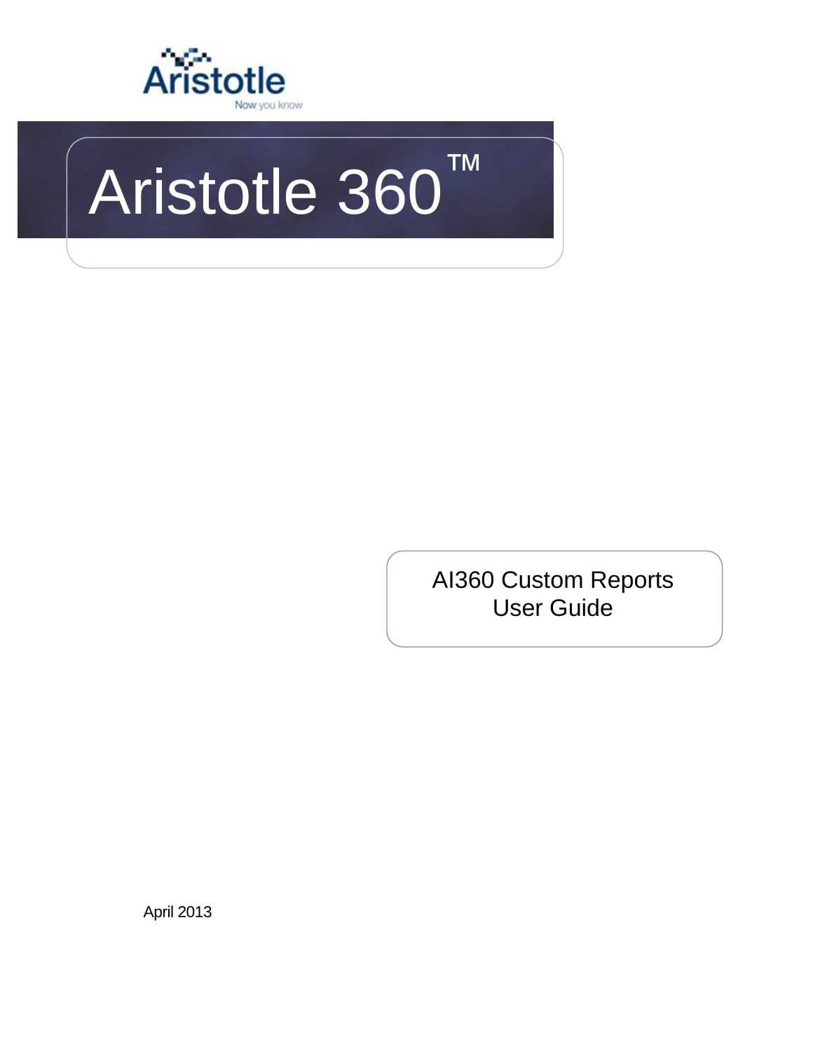Aristotle

Now you know

# Aristotle 360™

## AI360 Custom Reports User Guide

April 2013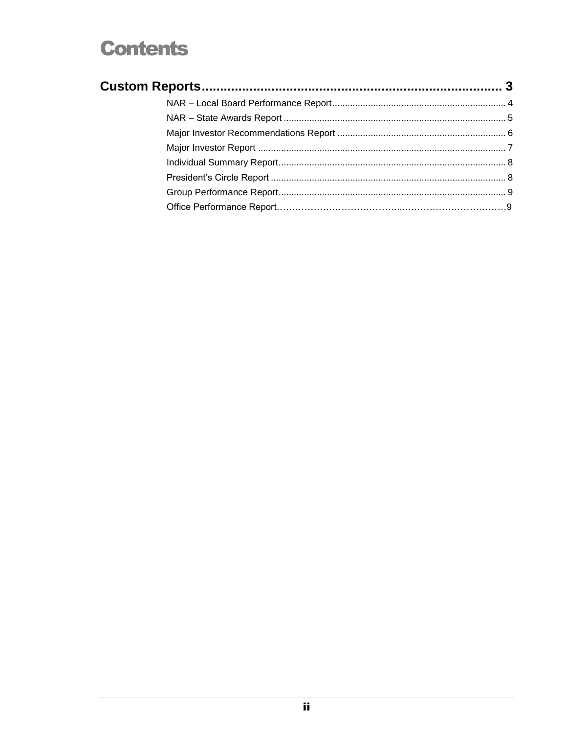# Contents

**Custom Reports ........................................................................ 3**

- NAR – Local Board Performance Report ........................................ 4
- NAR – State Awards Report ........................................................ 5
- Major Investor Recommendations Report ....................................... 6
- Major Investor Report .............................................................. 7
- Individual Summary Report ......................................................... 8
- President's Circle Report ........................................................... 8
- Group Performance Report ......................................................... 9
- Office Performance Report ......................................................... 9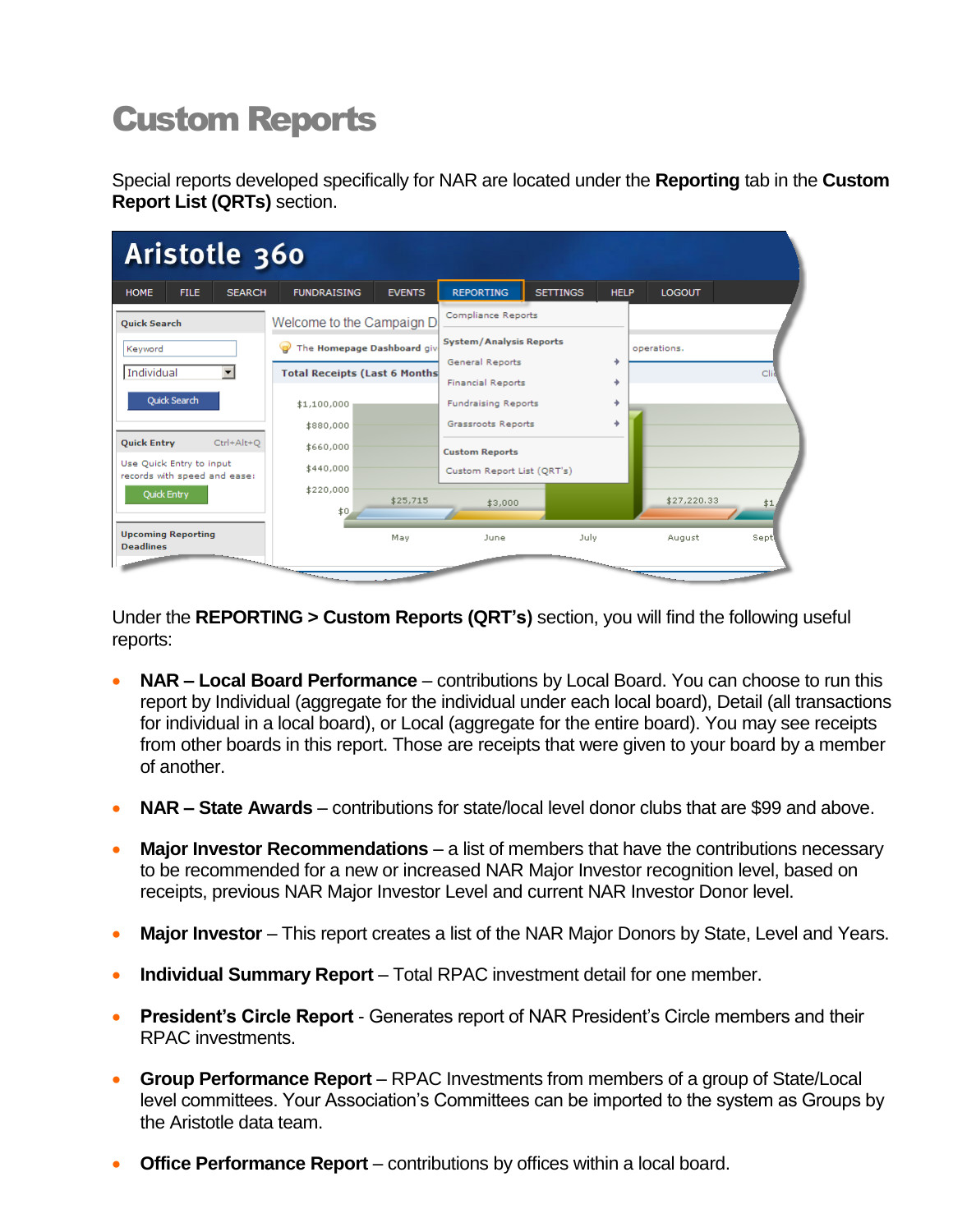# Custom Reports

Special reports developed specifically for NAR are located under the **Reporting** tab in the **Custom Report List (QRTs)** section.

Under the **REPORTING > Custom Reports (QRT's)** section, you will find the following useful reports:

- **NAR – Local Board Performance** – contributions by Local Board. You can choose to run this report by Individual (aggregate for the individual under each local board), Detail (all transactions for individual in a local board), or Local (aggregate for the entire board). You may see receipts from other boards in this report. Those are receipts that were given to your board by a member of another.
- **NAR – State Awards** – contributions for state/local level donor clubs that are $99 and above.
- **Major Investor Recommendations** – a list of members that have the contributions necessary to be recommended for a new or increased NAR Major Investor recognition level, based on receipts, previous NAR Major Investor Level and current NAR Investor Donor level.
- **Major Investor** – This report creates a list of the NAR Major Donors by State, Level and Years.
- **Individual Summary Report** – Total RPAC investment detail for one member.
- **President's Circle Report** - Generates report of NAR President's Circle members and their RPAC investments.
- **Group Performance Report** – RPAC Investments from members of a group of State/Local level committees. Your Association's Committees can be imported to the system as Groups by the Aristotle data team.
- **Office Performance Report** – contributions by offices within a local board.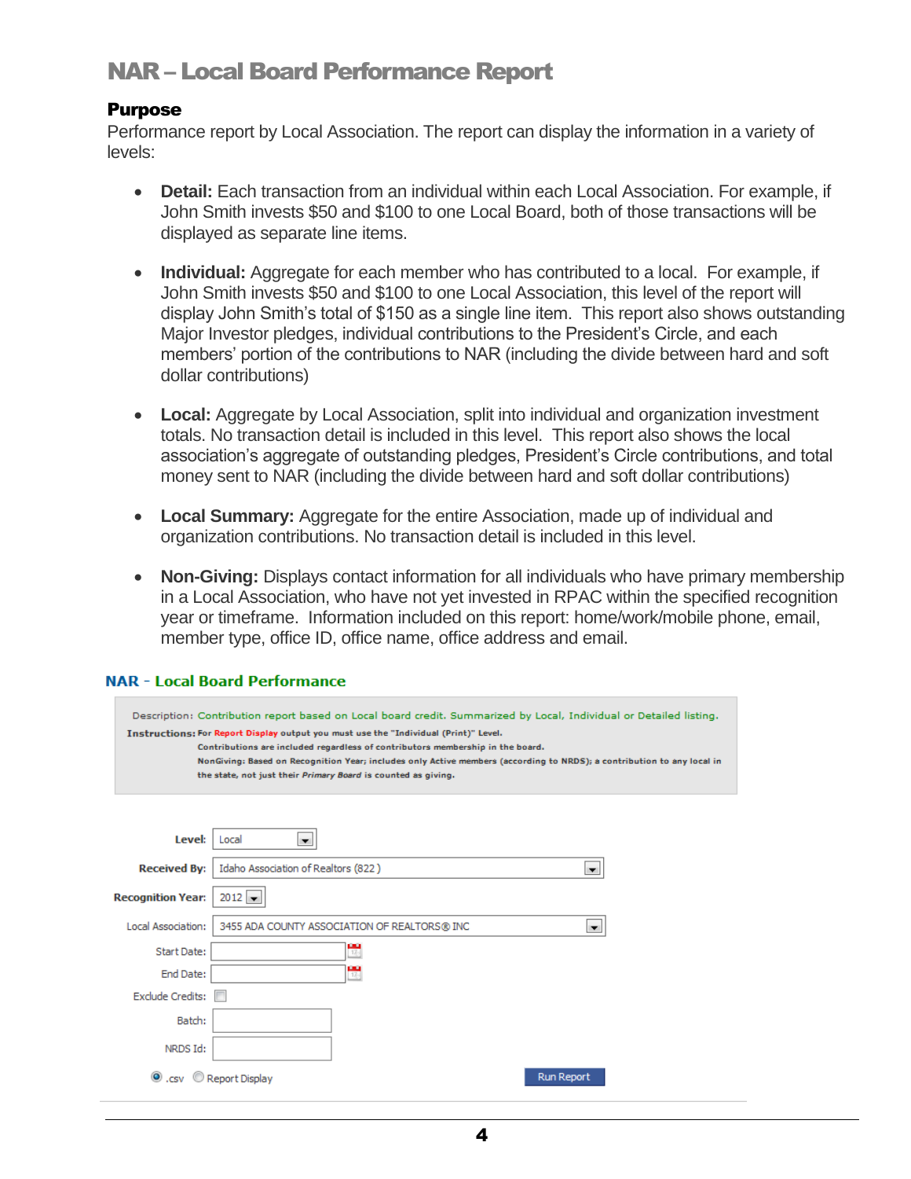# NAR – Local Board Performance Report

## Purpose

Performance report by Local Association. The report can display the information in a variety of levels:

- **Detail:** Each transaction from an individual within each Local Association. For example, if John Smith invests $50 and $100 to one Local Board, both of those transactions will be displayed as separate line items.

- **Individual:** Aggregate for each member who has contributed to a local. For example, if John Smith invests $50 and $100 to one Local Association, this level of the report will display John Smith's total of $150 as a single line item. This report also shows outstanding Major Investor pledges, individual contributions to the President's Circle, and each members' portion of the contributions to NAR (including the divide between hard and soft dollar contributions)

- **Local:** Aggregate by Local Association, split into individual and organization investment totals. No transaction detail is included in this level. This report also shows the local association's aggregate of outstanding pledges, President's Circle contributions, and total money sent to NAR (including the divide between hard and soft dollar contributions)

- **Local Summary:** Aggregate for the entire Association, made up of individual and organization contributions. No transaction detail is included in this level.

- **Non-Giving:** Displays contact information for all individuals who have primary membership in a Local Association, who have not yet invested in RPAC within the specified recognition year or timeframe. Information included on this report: home/work/mobile phone, email, member type, office ID, office name, office address and email.

### NAR - Local Board Performance

Description: Contribution report based on Local board credit. Summarized by Local, Individual or Detailed listing.

**Instructions:** For Report Display output you must use the "Individual (Print)" Level.
Contributions are included regardless of contributors membership in the board.
NonGiving: Based on Recognition Year; includes only Active members (according to NRDS); a contribution to any local in the state, not just their *Primary Board* is counted as giving.

| | |
|---|---|
| **Level:** | Local |
| **Received By:** | Idaho Association of Realtors (822 ) |
| **Recognition Year:** | 2012 |
| Local Association: | 3455 ADA COUNTY ASSOCIATION OF REALTORS® INC |
| Start Date: | |
| End Date: | |
| Exclude Credits: | ☐ |
| Batch: | |
| NRDS Id: | |

◉ .csv ○ Report Display — Run Report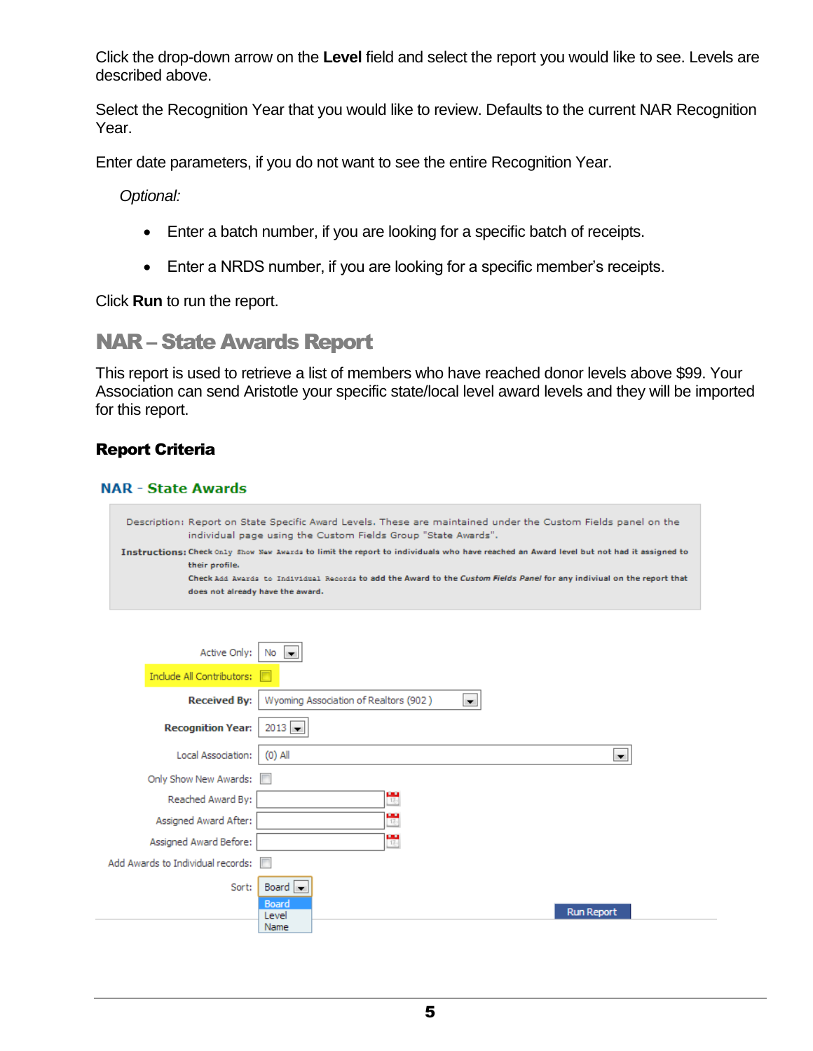Click the drop-down arrow on the **Level** field and select the report you would like to see. Levels are described above.

Select the Recognition Year that you would like to review. Defaults to the current NAR Recognition Year.

Enter date parameters, if you do not want to see the entire Recognition Year.

*Optional:*

- Enter a batch number, if you are looking for a specific batch of receipts.
- Enter a NRDS number, if you are looking for a specific member's receipts.

Click **Run** to run the report.

## NAR – State Awards Report

This report is used to retrieve a list of members who have reached donor levels above $99. Your Association can send Aristotle your specific state/local level award levels and they will be imported for this report.

### Report Criteria

**NAR - State Awards**

Description: Report on State Specific Award Levels. These are maintained under the Custom Fields panel on the individual page using the Custom Fields Group "State Awards".

**Instructions:** Check `Only Show New Awards` to limit the report to individuals who have reached an Award level but not had it assigned to their profile.
Check `Add Awards to Individual Records` to add the Award to the *Custom Fields Panel* for any indiviual on the report that does not already have the award.

Active Only: No

Include All Contributors: ☐

**Received By:** Wyoming Association of Realtors (902 )

**Recognition Year:** 2013

Local Association: (0) All

Only Show New Awards: ☐

Reached Award By:

Assigned Award After:

Assigned Award Before:

Add Awards to Individual records: ☐

Sort: Board
- Board
- Level
- Name

Run Report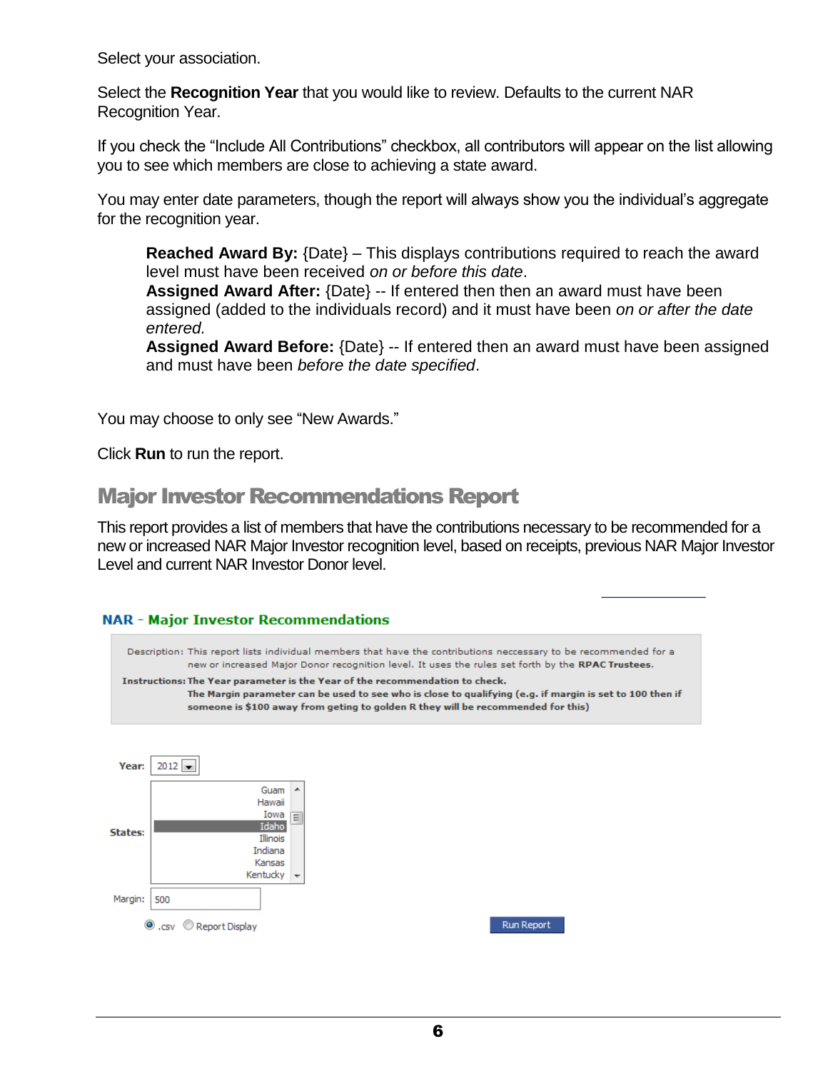Select your association.

Select the **Recognition Year** that you would like to review. Defaults to the current NAR Recognition Year.

If you check the "Include All Contributions" checkbox, all contributors will appear on the list allowing you to see which members are close to achieving a state award.

You may enter date parameters, though the report will always show you the individual's aggregate for the recognition year.

> **Reached Award By:** {Date} – This displays contributions required to reach the award level must have been received *on or before this date*.
> **Assigned Award After:** {Date} -- If entered then then an award must have been assigned (added to the individuals record) and it must have been *on or after the date entered.*
> **Assigned Award Before:** {Date} -- If entered then an award must have been assigned and must have been *before the date specified*.

You may choose to only see "New Awards."

Click **Run** to run the report.

## Major Investor Recommendations Report

This report provides a list of members that have the contributions necessary to be recommended for a new or increased NAR Major Investor recognition level, based on receipts, previous NAR Major Investor Level and current NAR Investor Donor level.

**NAR - Major Investor Recommendations**

Description: This report lists individual members that have the contributions neccessary to be recommended for a new or increased Major Donor recognition level. It uses the rules set forth by the **RPAC Trustees**.

**Instructions: The Year parameter is the Year of the recommendation to check.**
**The Margin parameter can be used to see who is close to qualifying (e.g. if margin is set to 100 then if someone is $100 away from geting to golden R they will be recommended for this)**

Year: 2012

States: Guam, Hawaii, Iowa, Idaho, Illinois, Indiana, Kansas, Kentucky

Margin: 500

.csv   Report Display

Run Report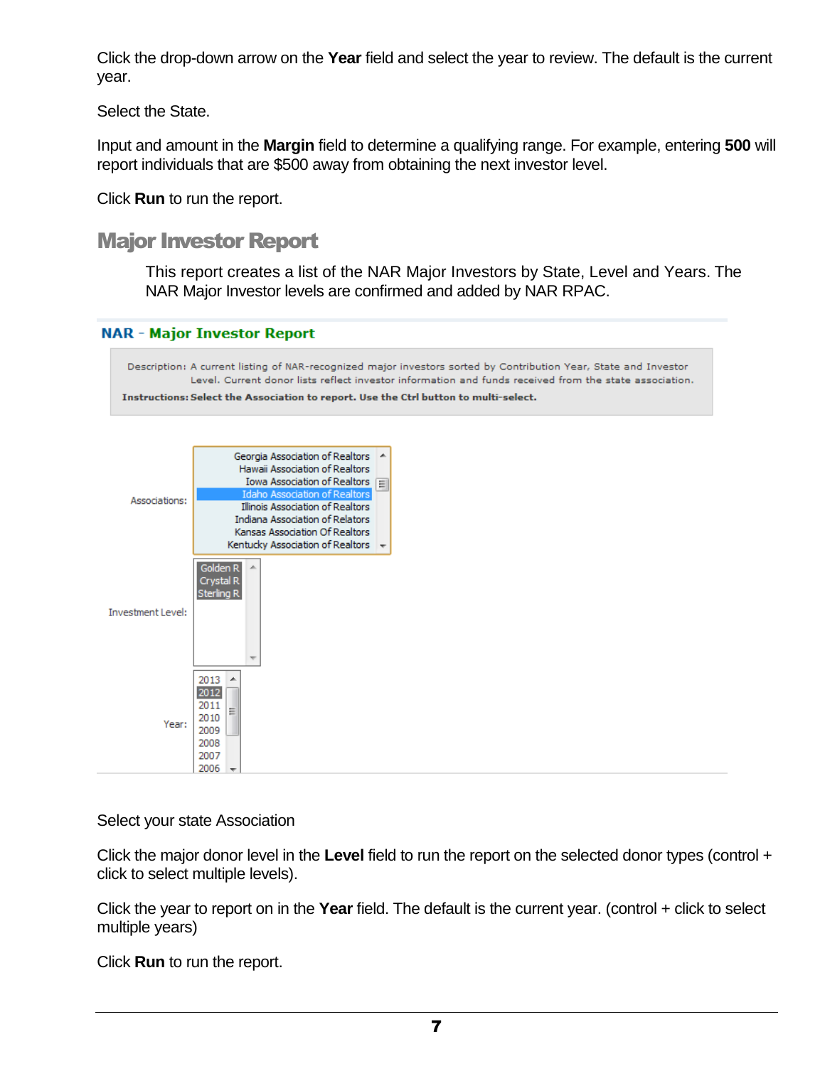Click the drop-down arrow on the **Year** field and select the year to review. The default is the current year.

Select the State.

Input and amount in the **Margin** field to determine a qualifying range. For example, entering **500** will report individuals that are $500 away from obtaining the next investor level.

Click **Run** to run the report.

## Major Investor Report

This report creates a list of the NAR Major Investors by State, Level and Years. The NAR Major Investor levels are confirmed and added by NAR RPAC.

**NAR - Major Investor Report**

Description: A current listing of NAR-recognized major investors sorted by Contribution Year, State and Investor Level. Current donor lists reflect investor information and funds received from the state association.

**Instructions: Select the Association to report. Use the Ctrl button to multi-select.**

Associations:
- Georgia Association of Realtors
- Hawaii Association of Realtors
- Iowa Association of Realtors
- Idaho Association of Realtors
- Illinois Association of Realtors
- Indiana Association of Relators
- Kansas Association Of Realtors
- Kentucky Association of Realtors

Investment Level:
- Golden R
- Crystal R
- Sterling R

Year:
- 2013
- 2012
- 2011
- 2010
- 2009
- 2008
- 2007
- 2006

Select your state Association

Click the major donor level in the **Level** field to run the report on the selected donor types (control + click to select multiple levels).

Click the year to report on in the **Year** field. The default is the current year. (control + click to select multiple years)

Click **Run** to run the report.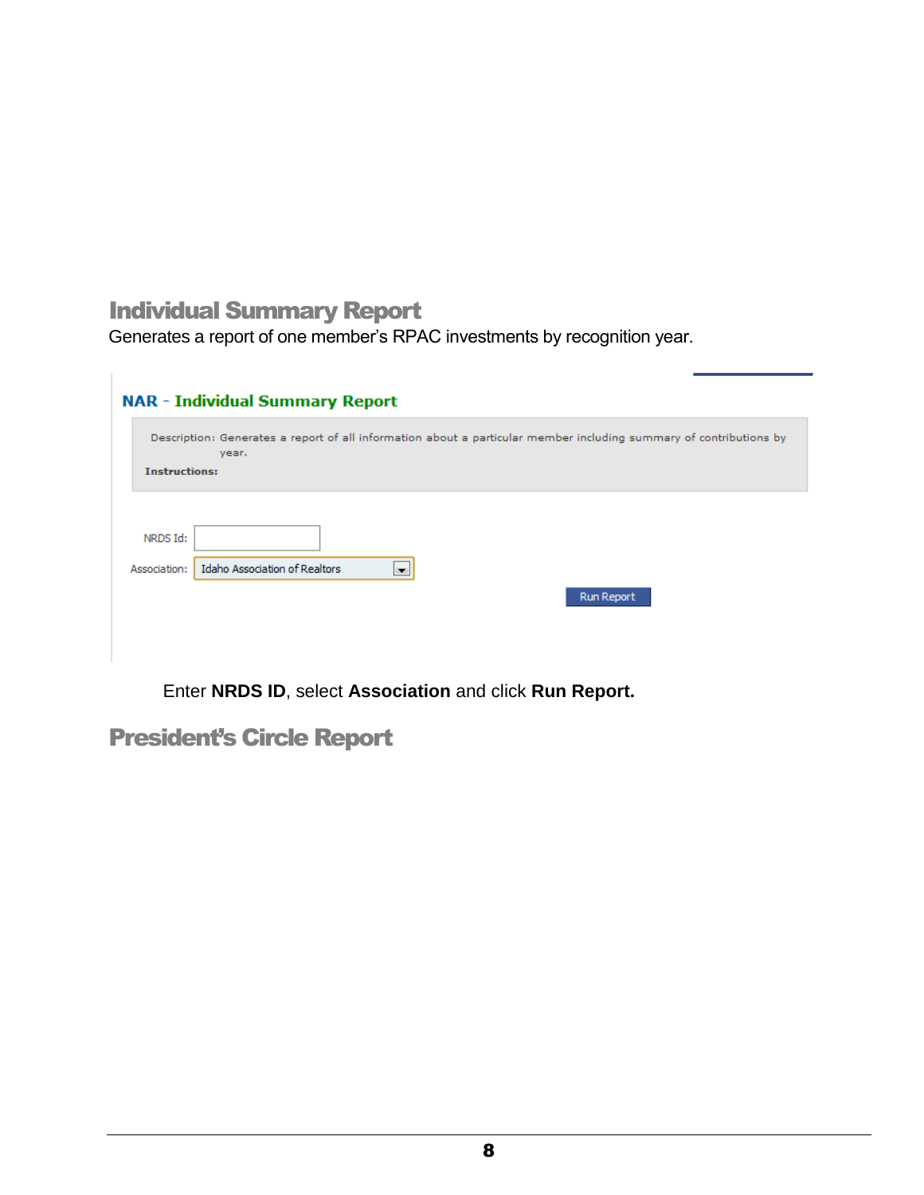## Individual Summary Report

Generates a report of one member's RPAC investments by recognition year.

**NAR - Individual Summary Report**

Description: Generates a report of all information about a particular member including summary of contributions by year.

**Instructions:**

NRDS Id:

Association: Idaho Association of Realtors

Run Report

Enter **NRDS ID**, select **Association** and click **Run Report.**

## President's Circle Report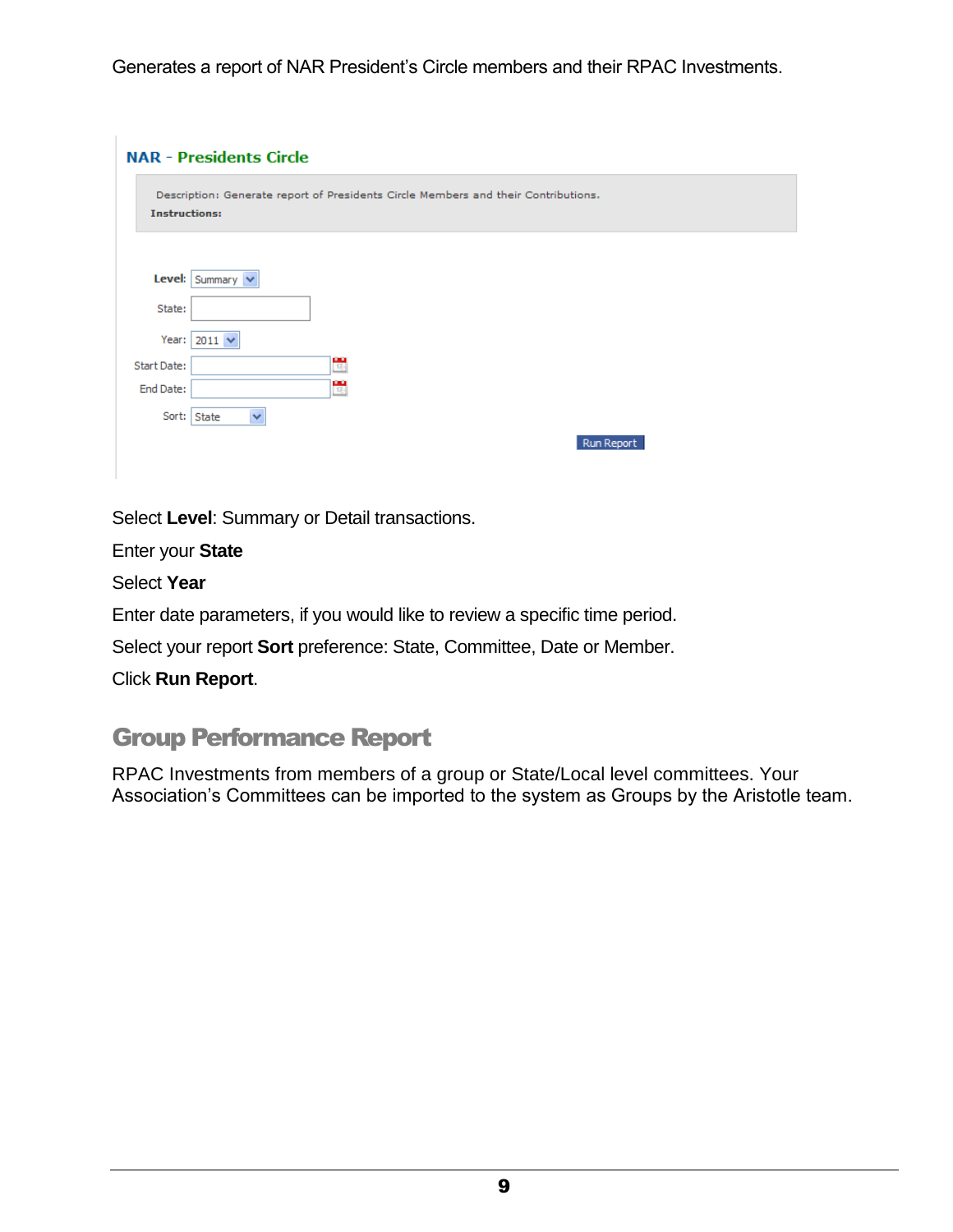Generates a report of NAR President's Circle members and their RPAC Investments.

**NAR - Presidents Circle**

Description: Generate report of Presidents Circle Members and their Contributions.

**Instructions:**

**Level:** Summary

State:

Year: 2011

Start Date:

End Date:

Sort: State

Run Report

Select **Level**: Summary or Detail transactions.

Enter your **State**

Select **Year**

Enter date parameters, if you would like to review a specific time period.

Select your report **Sort** preference: State, Committee, Date or Member.

Click **Run Report**.

## Group Performance Report

RPAC Investments from members of a group or State/Local level committees. Your Association's Committees can be imported to the system as Groups by the Aristotle team.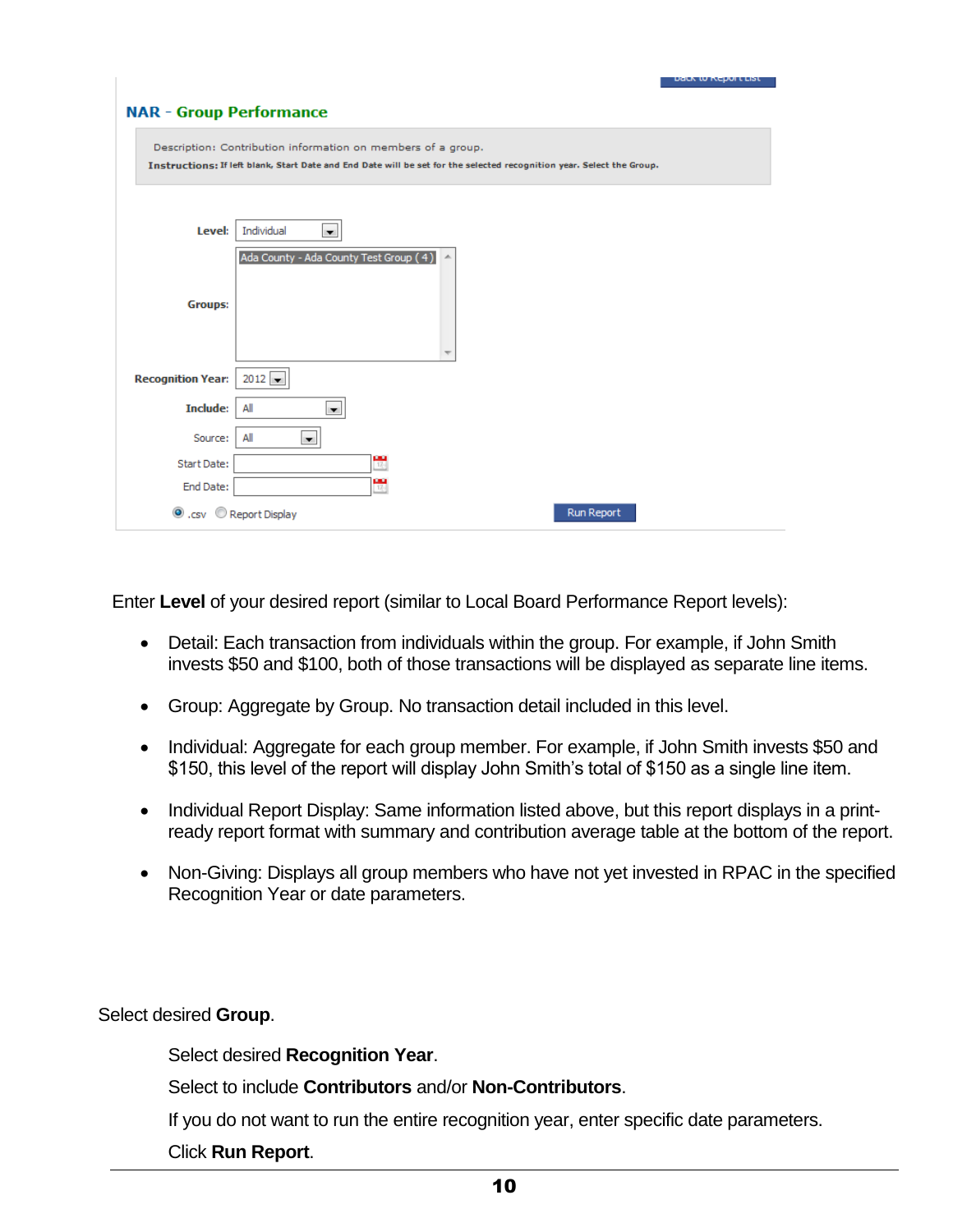Back to Report List

## NAR - Group Performance

Description: Contribution information on members of a group.

**Instructions:** If left blank, Start Date and End Date will be set for the selected recognition year. Select the Group.

**Level:** Individual

**Groups:** Ada County - Ada County Test Group ( 4 )

**Recognition Year:** 2012

**Include:** All

Source: All

Start Date:

End Date:

.csv   Report Display   Run Report

Enter **Level** of your desired report (similar to Local Board Performance Report levels):

- Detail: Each transaction from individuals within the group. For example, if John Smith invests $50 and $100, both of those transactions will be displayed as separate line items.
- Group: Aggregate by Group. No transaction detail included in this level.
- Individual: Aggregate for each group member. For example, if John Smith invests $50 and $150, this level of the report will display John Smith's total of $150 as a single line item.
- Individual Report Display: Same information listed above, but this report displays in a print-ready report format with summary and contribution average table at the bottom of the report.
- Non-Giving: Displays all group members who have not yet invested in RPAC in the specified Recognition Year or date parameters.

Select desired **Group**.

Select desired **Recognition Year**.

Select to include **Contributors** and/or **Non-Contributors**.

If you do not want to run the entire recognition year, enter specific date parameters.

Click **Run Report**.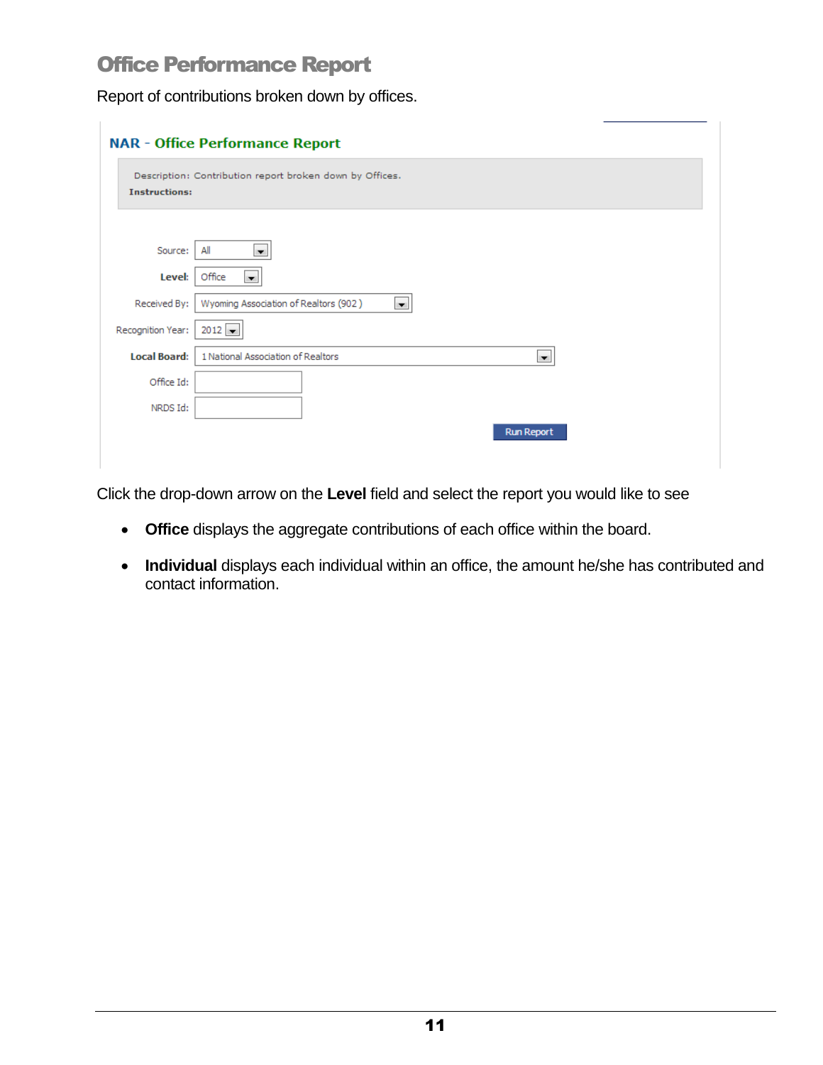## Office Performance Report

Report of contributions broken down by offices.

NAR - Office Performance Report

Description: Contribution report broken down by Offices.

**Instructions:**

Source: All

**Level:** Office

Received By: Wyoming Association of Realtors (902 )

Recognition Year: 2012

**Local Board:** 1 National Association of Realtors

Office Id:

NRDS Id:

Run Report

Click the drop-down arrow on the **Level** field and select the report you would like to see

- **Office** displays the aggregate contributions of each office within the board.
- **Individual** displays each individual within an office, the amount he/she has contributed and contact information.